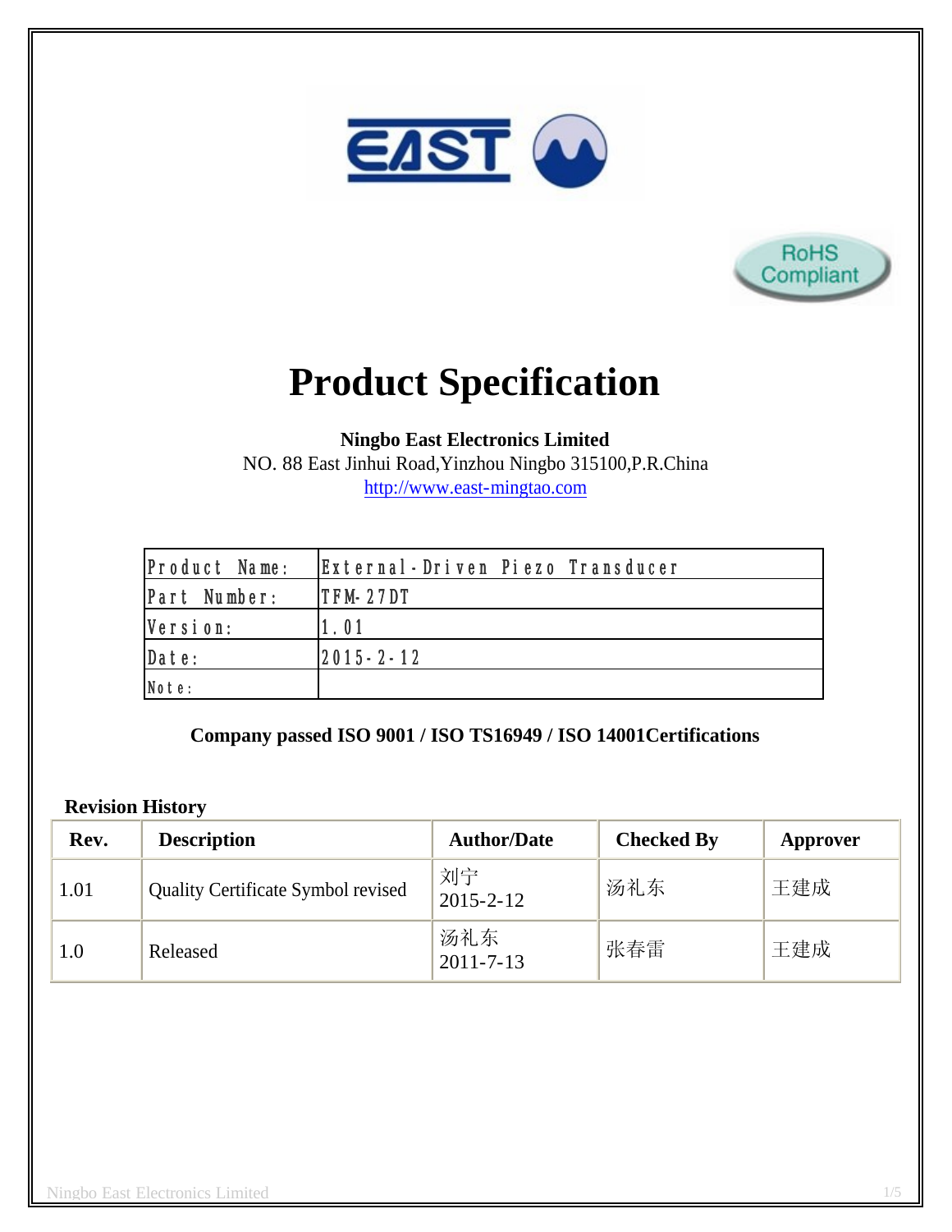# Product Specification

**Ningbo East Electronics Limited**
NO. 88 East Jinhui Road,Yinzhou Ningbo 315100,P.R.China
http://www.east-mingtao.com

| Product Name: | External-Driven Piezo Transducer |
|---|---|
| Part Number: | TFM-27DT |
| Version: | 1.01 |
| Date: | 2015-2-12 |
| Note: | |

**Company passed ISO 9001 / ISO TS16949 / ISO 14001Certifications**

**Revision History**

| Rev. | Description | Author/Date | Checked By | Approver |
|---|---|---|---|---|
| 1.01 | Quality Certificate Symbol revised | 刘宁 2015-2-12 | 汤礼东 | 王建成 |
| 1.0 | Released | 汤礼东 2011-7-13 | 张春雷 | 王建成 |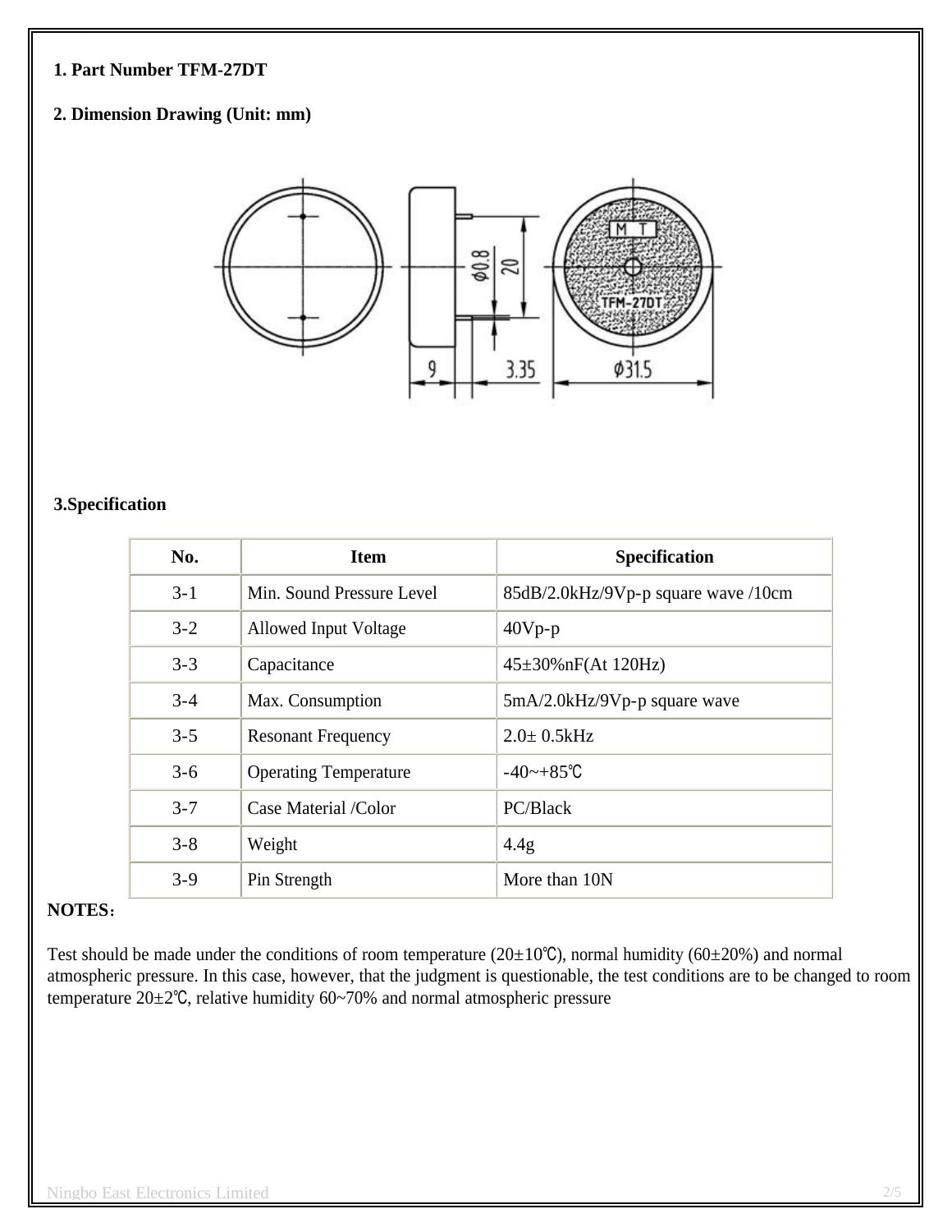**1. Part Number TFM-27DT**

**2. Dimension Drawing (Unit: mm)**

**3.Specification**

| No. | Item | Specification |
|---|---|---|
| 3-1 | Min. Sound Pressure Level | 85dB/2.0kHz/9Vp-p square wave /10cm |
| 3-2 | Allowed Input Voltage | 40Vp-p |
| 3-3 | Capacitance | 45±30%nF(At 120Hz) |
| 3-4 | Max. Consumption | 5mA/2.0kHz/9Vp-p square wave |
| 3-5 | Resonant Frequency | 2.0± 0.5kHz |
| 3-6 | Operating Temperature | -40~+85℃ |
| 3-7 | Case Material /Color | PC/Black |
| 3-8 | Weight | 4.4g |
| 3-9 | Pin Strength | More than 10N |

**NOTES：**

Test should be made under the conditions of room temperature (20±10℃), normal humidity (60±20%) and normal atmospheric pressure. In this case, however, that the judgment is questionable, the test conditions are to be changed to room temperature 20±2℃, relative humidity 60~70% and normal atmospheric pressure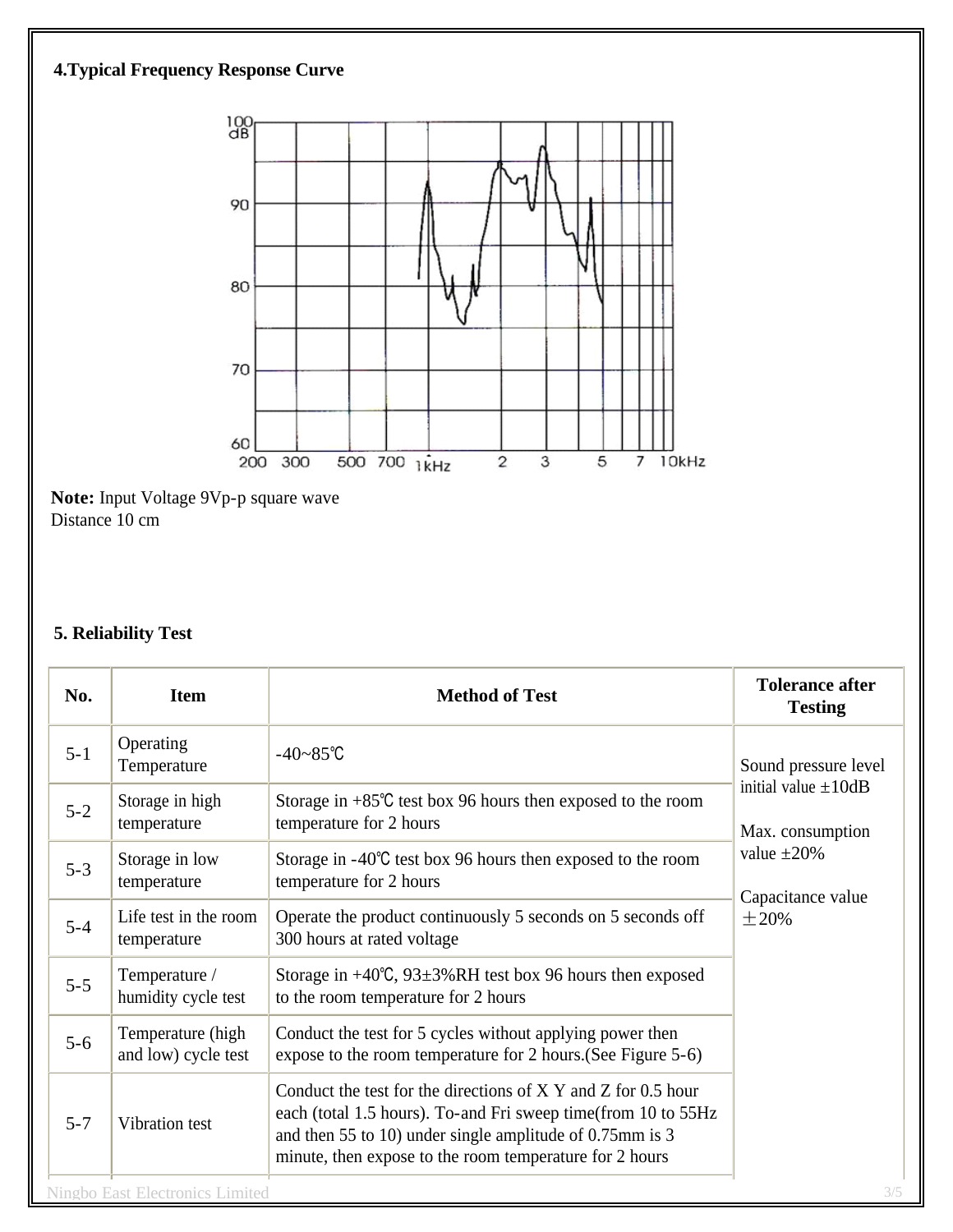## 4.Typical Frequency Response Curve

**Note:** Input Voltage 9Vp-p square wave
Distance 10 cm

## 5. Reliability Test

| No. | Item | Method of Test | Tolerance after Testing |
|---|---|---|---|
| 5-1 | Operating Temperature | -40~85℃ | Sound pressure level initial value ±10dB<br><br>Max. consumption value ±20%<br><br>Capacitance value ±20% |
| 5-2 | Storage in high temperature | Storage in +85℃ test box 96 hours then exposed to the room temperature for 2 hours | |
| 5-3 | Storage in low temperature | Storage in -40℃ test box 96 hours then exposed to the room temperature for 2 hours | |
| 5-4 | Life test in the room temperature | Operate the product continuously 5 seconds on 5 seconds off 300 hours at rated voltage | |
| 5-5 | Temperature / humidity cycle test | Storage in +40℃, 93±3%RH test box 96 hours then exposed to the room temperature for 2 hours | |
| 5-6 | Temperature (high and low) cycle test | Conduct the test for 5 cycles without applying power then expose to the room temperature for 2 hours.(See Figure 5-6) | |
| 5-7 | Vibration test | Conduct the test for the directions of X Y and Z for 0.5 hour each (total 1.5 hours). To-and Fri sweep time(from 10 to 55Hz and then 55 to 10) under single amplitude of 0.75mm is 3 minute, then expose to the room temperature for 2 hours | |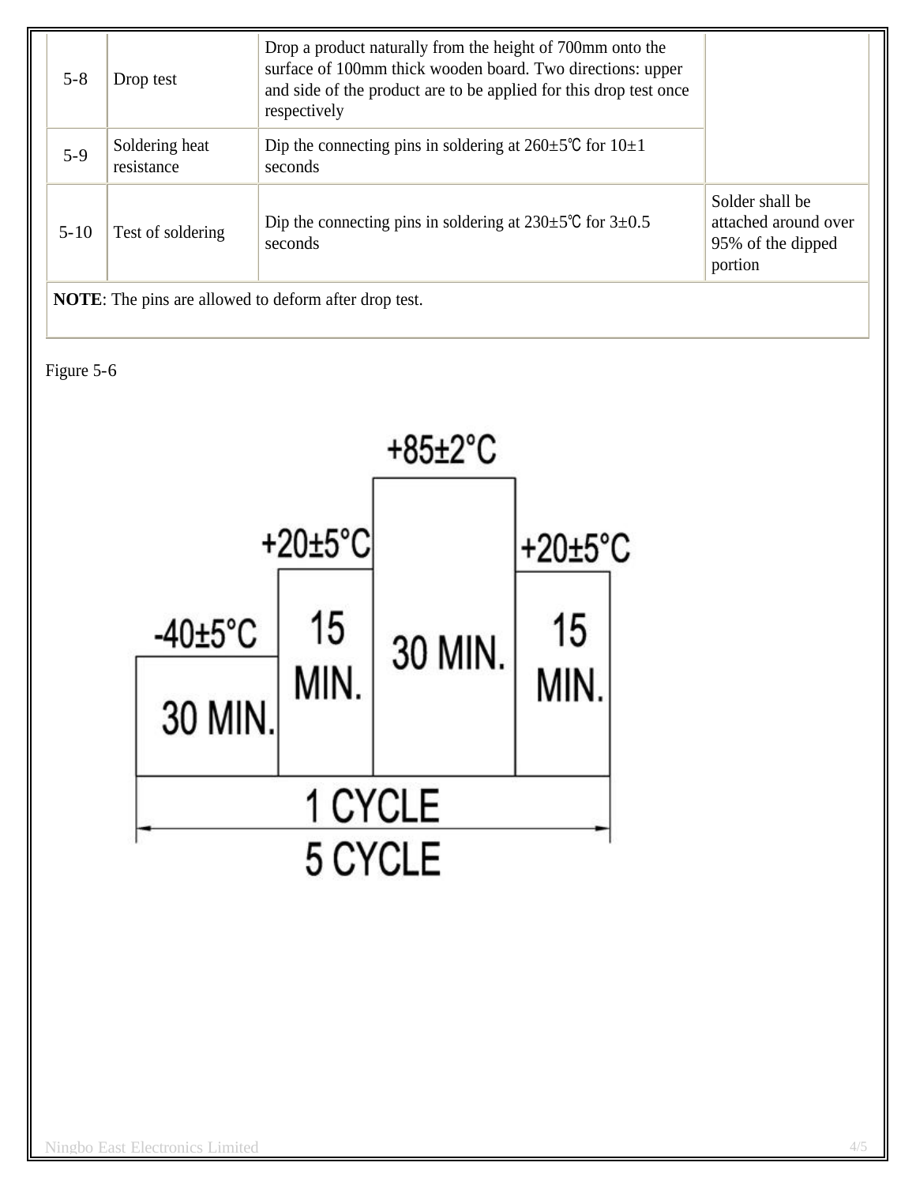| | | | |
|---|---|---|---|
| 5-8 | Drop test | Drop a product naturally from the height of 700mm onto the surface of 100mm thick wooden board. Two directions: upper and side of the product are to be applied for this drop test once respectively | |
| 5-9 | Soldering heat resistance | Dip the connecting pins in soldering at 260±5℃ for 10±1 seconds | |
| 5-10 | Test of soldering | Dip the connecting pins in soldering at 230±5℃ for 3±0.5 seconds | Solder shall be attached around over 95% of the dipped portion |
| **NOTE**: The pins are allowed to deform after drop test. | | | |

Figure 5-6

| -40±5°C | +20±5°C | +85±2°C | +20±5°C |
|---|---|---|---|
| 30 MIN. | 15 MIN. | 30 MIN. | 15 MIN. |

1 CYCLE

5 CYCLE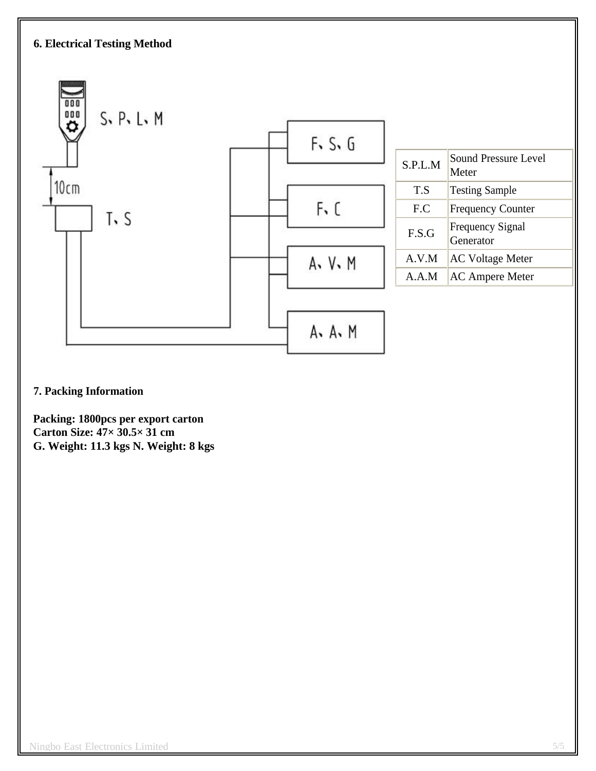## 6. Electrical Testing Method

S、P、L、M

10cm

T、S

F、S、G

F、C

A、V、M

A、A、M

| | |
|---|---|
| S.P.L.M | Sound Pressure Level Meter |
| T.S | Testing Sample |
| F.C | Frequency Counter |
| F.S.G | Frequency Signal Generator |
| A.V.M | AC Voltage Meter |
| A.A.M | AC Ampere Meter |

## 7. Packing Information

**Packing: 1800pcs per export carton**
**Carton Size: 47× 30.5× 31 cm**
**G. Weight: 11.3 kgs N. Weight: 8 kgs**